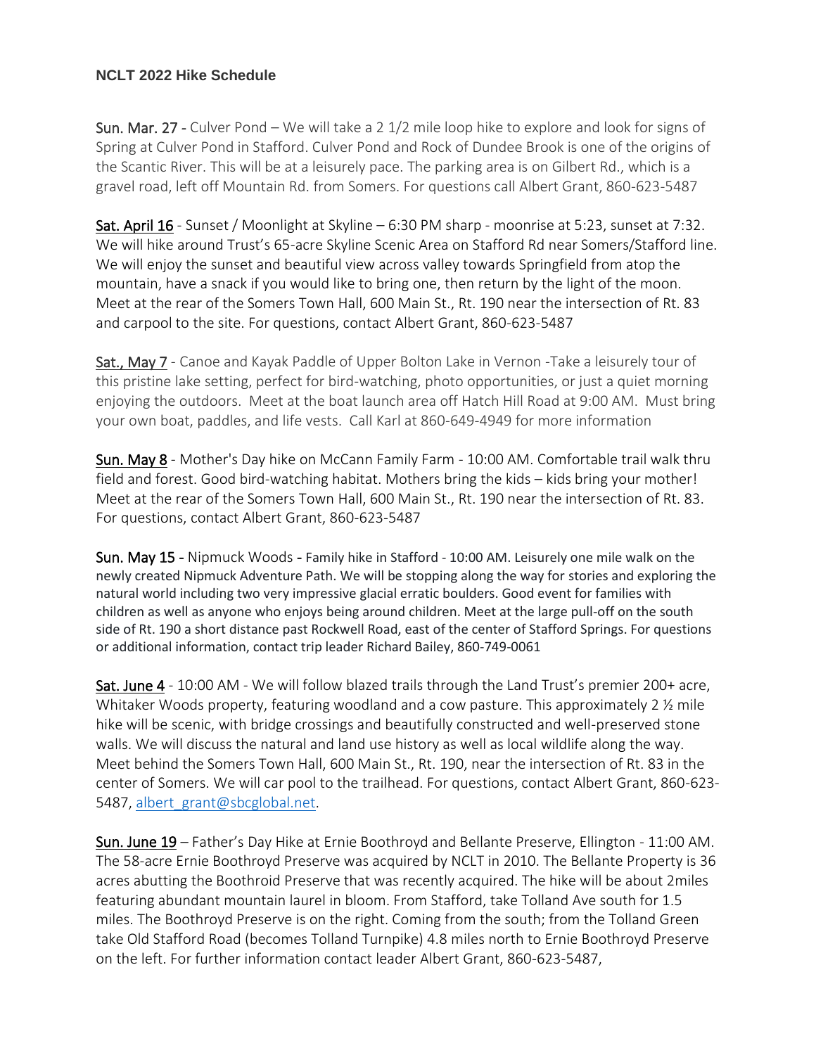**NCLT 2022 Hike Schedule**

Sun. Mar. 27 - Culver Pond – We will take a 2 1/2 mile loop hike to explore and look for signs of Spring at Culver Pond in Stafford. Culver Pond and Rock of Dundee Brook is one of the origins of the Scantic River. This will be at a leisurely pace. The parking area is on Gilbert Rd., which is a gravel road, left off Mountain Rd. from Somers. For questions call Albert Grant, 860-623-5487

Sat. April 16 - Sunset / Moonlight at Skyline – 6:30 PM sharp - moonrise at 5:23, sunset at 7:32. We will hike around Trust's 65-acre Skyline Scenic Area on Stafford Rd near Somers/Stafford line. We will enjoy the sunset and beautiful view across valley towards Springfield from atop the mountain, have a snack if you would like to bring one, then return by the light of the moon. Meet at the rear of the Somers Town Hall, 600 Main St., Rt. 190 near the intersection of Rt. 83 and carpool to the site. For questions, contact Albert Grant, 860-623-5487

Sat., May 7 - Canoe and Kayak Paddle of Upper Bolton Lake in Vernon -Take a leisurely tour of this pristine lake setting, perfect for bird-watching, photo opportunities, or just a quiet morning enjoying the outdoors. Meet at the boat launch area off Hatch Hill Road at 9:00 AM. Must bring your own boat, paddles, and life vests. Call Karl at 860-649-4949 for more information

Sun. May 8 - Mother's Day hike on McCann Family Farm - 10:00 AM. Comfortable trail walk thru field and forest. Good bird-watching habitat. Mothers bring the kids – kids bring your mother! Meet at the rear of the Somers Town Hall, 600 Main St., Rt. 190 near the intersection of Rt. 83. For questions, contact Albert Grant, 860-623-5487

Sun. May 15 - Nipmuck Woods - Family hike in Stafford - 10:00 AM. Leisurely one mile walk on the newly created Nipmuck Adventure Path. We will be stopping along the way for stories and exploring the natural world including two very impressive glacial erratic boulders. Good event for families with children as well as anyone who enjoys being around children. Meet at the large pull-off on the south side of Rt. 190 a short distance past Rockwell Road, east of the center of Stafford Springs. For questions or additional information, contact trip leader Richard Bailey, 860-749-0061

Sat. June 4 - 10:00 AM - We will follow blazed trails through the Land Trust's premier 200+ acre, Whitaker Woods property, featuring woodland and a cow pasture. This approximately 2 ½ mile hike will be scenic, with bridge crossings and beautifully constructed and well-preserved stone walls. We will discuss the natural and land use history as well as local wildlife along the way. Meet behind the Somers Town Hall, 600 Main St., Rt. 190, near the intersection of Rt. 83 in the center of Somers. We will car pool to the trailhead. For questions, contact Albert Grant, 860-623-5487, albert_grant@sbcglobal.net.

Sun. June 19 – Father's Day Hike at Ernie Boothroyd and Bellante Preserve, Ellington - 11:00 AM. The 58-acre Ernie Boothroyd Preserve was acquired by NCLT in 2010. The Bellante Property is 36 acres abutting the Boothroid Preserve that was recently acquired. The hike will be about 2miles featuring abundant mountain laurel in bloom. From Stafford, take Tolland Ave south for 1.5 miles. The Boothroyd Preserve is on the right. Coming from the south; from the Tolland Green take Old Stafford Road (becomes Tolland Turnpike) 4.8 miles north to Ernie Boothroyd Preserve on the left. For further information contact leader Albert Grant, 860-623-5487,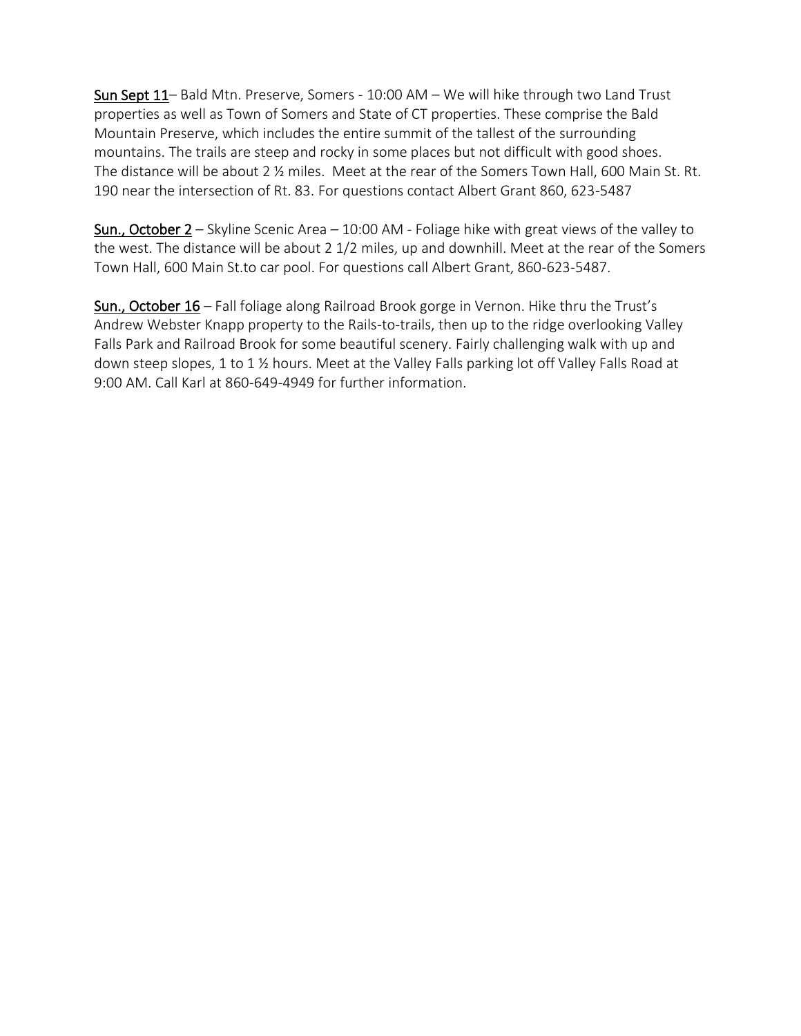Sun Sept 11– Bald Mtn. Preserve, Somers - 10:00 AM – We will hike through two Land Trust properties as well as Town of Somers and State of CT properties. These comprise the Bald Mountain Preserve, which includes the entire summit of the tallest of the surrounding mountains. The trails are steep and rocky in some places but not difficult with good shoes. The distance will be about 2 ½ miles. Meet at the rear of the Somers Town Hall, 600 Main St. Rt. 190 near the intersection of Rt. 83. For questions contact Albert Grant 860, 623-5487

Sun., October 2 – Skyline Scenic Area – 10:00 AM - Foliage hike with great views of the valley to the west. The distance will be about 2 1/2 miles, up and downhill. Meet at the rear of the Somers Town Hall, 600 Main St.to car pool. For questions call Albert Grant, 860-623-5487.

Sun., October 16 – Fall foliage along Railroad Brook gorge in Vernon. Hike thru the Trust's Andrew Webster Knapp property to the Rails-to-trails, then up to the ridge overlooking Valley Falls Park and Railroad Brook for some beautiful scenery. Fairly challenging walk with up and down steep slopes, 1 to 1 ½ hours. Meet at the Valley Falls parking lot off Valley Falls Road at 9:00 AM. Call Karl at 860-649-4949 for further information.